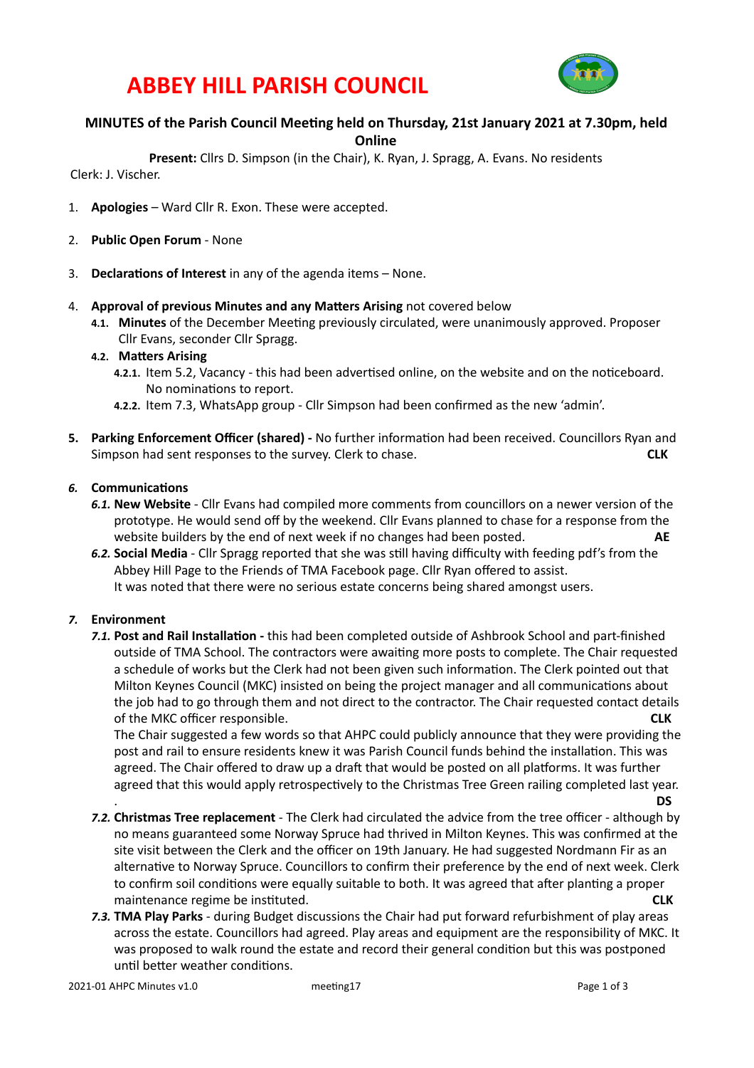# ABBEY HILL PARISH COUNCIL

**MINUTES of the Parish Council Meeting held on Thursday, 21st January 2021 at 7.30pm, held Online**

**Present:** Cllrs D. Simpson (in the Chair), K. Ryan, J. Spragg, A. Evans. No residents
Clerk: J. Vischer.

1. **Apologies** – Ward Cllr R. Exon. These were accepted.

2. **Public Open Forum** - None

3. **Declarations of Interest** in any of the agenda items – None.

4. **Approval of previous Minutes and any Matters Arising** not covered below
   - **4.1. Minutes** of the December Meeting previously circulated, were unanimously approved. Proposer Cllr Evans, seconder Cllr Spragg.
   - **4.2. Matters Arising**
     - **4.2.1.** Item 5.2, Vacancy - this had been advertised online, on the website and on the noticeboard. No nominations to report.
     - **4.2.2.** Item 7.3, WhatsApp group - Cllr Simpson had been confirmed as the new 'admin'.

5. **Parking Enforcement Officer (shared) -** No further information had been received. Councillors Ryan and Simpson had sent responses to the survey. Clerk to chase. **CLK**

6. ***Communications***
   - ***6.1.*** **New Website** - Cllr Evans had compiled more comments from councillors on a newer version of the prototype. He would send off by the weekend. Cllr Evans planned to chase for a response from the website builders by the end of next week if no changes had been posted. **AE**
   - ***6.2.*** **Social Media** - Cllr Spragg reported that she was still having difficulty with feeding pdf's from the Abbey Hill Page to the Friends of TMA Facebook page. Cllr Ryan offered to assist.
     It was noted that there were no serious estate concerns being shared amongst users.

7. ***Environment***
   - ***7.1.*** **Post and Rail Installation -** this had been completed outside of Ashbrook School and part-finished outside of TMA School. The contractors were awaiting more posts to complete. The Chair requested a schedule of works but the Clerk had not been given such information. The Clerk pointed out that Milton Keynes Council (MKC) insisted on being the project manager and all communications about the job had to go through them and not direct to the contractor. The Chair requested contact details of the MKC officer responsible. **CLK**
     The Chair suggested a few words so that AHPC could publicly announce that they were providing the post and rail to ensure residents knew it was Parish Council funds behind the installation. This was agreed. The Chair offered to draw up a draft that would be posted on all platforms. It was further agreed that this would apply retrospectively to the Christmas Tree Green railing completed last year.
     . **DS**
   - ***7.2.*** **Christmas Tree replacement** - The Clerk had circulated the advice from the tree officer - although by no means guaranteed some Norway Spruce had thrived in Milton Keynes. This was confirmed at the site visit between the Clerk and the officer on 19th January. He had suggested Nordmann Fir as an alternative to Norway Spruce. Councillors to confirm their preference by the end of next week. Clerk to confirm soil conditions were equally suitable to both. It was agreed that after planting a proper maintenance regime be instituted. **CLK**
   - ***7.3.*** **TMA Play Parks** - during Budget discussions the Chair had put forward refurbishment of play areas across the estate. Councillors had agreed. Play areas and equipment are the responsibility of MKC. It was proposed to walk round the estate and record their general condition but this was postponed until better weather conditions.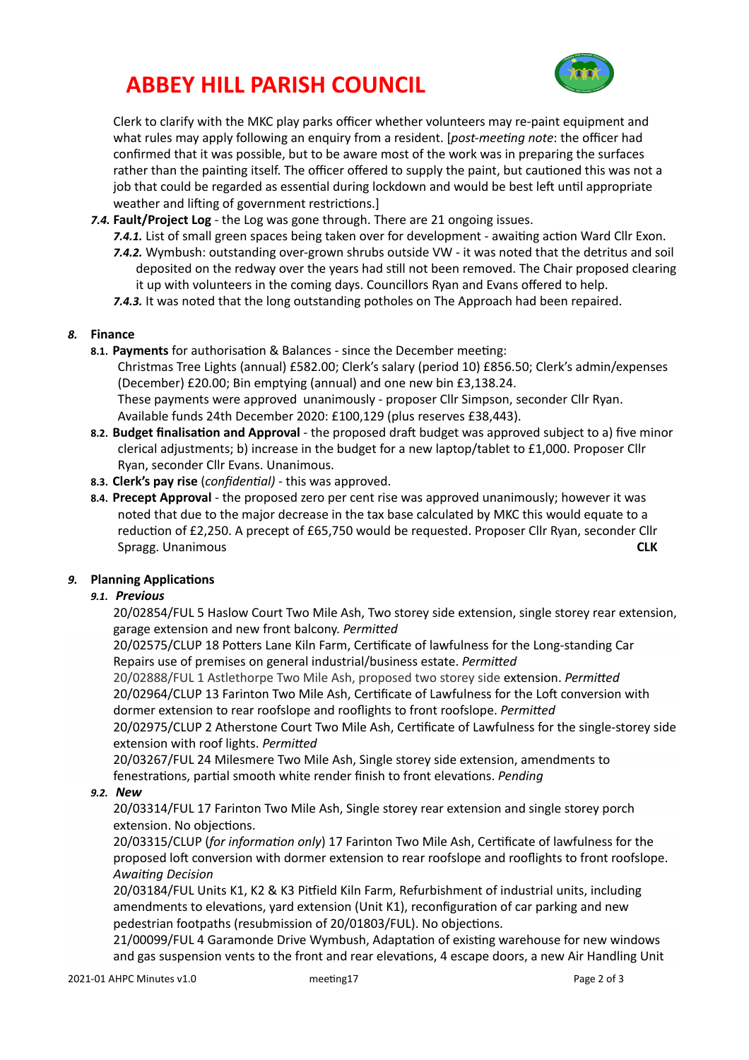Clerk to clarify with the MKC play parks officer whether volunteers may re-paint equipment and what rules may apply following an enquiry from a resident. [*post-meeting note*: the officer had confirmed that it was possible, but to be aware most of the work was in preparing the surfaces rather than the painting itself. The officer offered to supply the paint, but cautioned this was not a job that could be regarded as essential during lockdown and would be best left until appropriate weather and lifting of government restrictions.]

*7.4.* **Fault/Project Log** - the Log was gone through. There are 21 ongoing issues.

*7.4.1.* List of small green spaces being taken over for development - awaiting action Ward Cllr Exon.

*7.4.2.* Wymbush: outstanding over-grown shrubs outside VW - it was noted that the detritus and soil deposited on the redway over the years had still not been removed. The Chair proposed clearing it up with volunteers in the coming days. Councillors Ryan and Evans offered to help.

*7.4.3.* It was noted that the long outstanding potholes on The Approach had been repaired.

## *8.* Finance

**8.1. Payments** for authorisation & Balances - since the December meeting:
Christmas Tree Lights (annual) £582.00; Clerk's salary (period 10) £856.50; Clerk's admin/expenses (December) £20.00; Bin emptying (annual) and one new bin £3,138.24.
These payments were approved unanimously - proposer Cllr Simpson, seconder Cllr Ryan.
Available funds 24th December 2020: £100,129 (plus reserves £38,443).

**8.2. Budget finalisation and Approval** - the proposed draft budget was approved subject to a) five minor clerical adjustments; b) increase in the budget for a new laptop/tablet to £1,000. Proposer Cllr Ryan, seconder Cllr Evans. Unanimous.

**8.3. Clerk's pay rise** (*confidential)* - this was approved.

**8.4. Precept Approval** - the proposed zero per cent rise was approved unanimously; however it was noted that due to the major decrease in the tax base calculated by MKC this would equate to a reduction of £2,250. A precept of £65,750 would be requested. Proposer Cllr Ryan, seconder Cllr Spragg. Unanimous **CLK**

## *9.* Planning Applications

### *9.1. Previous*

20/02854/FUL 5 Haslow Court Two Mile Ash, Two storey side extension, single storey rear extension, garage extension and new front balcony. *Permitted*

20/02575/CLUP 18 Potters Lane Kiln Farm, Certificate of lawfulness for the Long-standing Car Repairs use of premises on general industrial/business estate. *Permitted*

20/02888/FUL 1 Astlethorpe Two Mile Ash, proposed two storey side extension. *Permitted*

20/02964/CLUP 13 Farinton Two Mile Ash, Certificate of Lawfulness for the Loft conversion with dormer extension to rear roofslope and rooflights to front roofslope. *Permitted*

20/02975/CLUP 2 Atherstone Court Two Mile Ash, Certificate of Lawfulness for the single-storey side extension with roof lights. *Permitted*

20/03267/FUL 24 Milesmere Two Mile Ash, Single storey side extension, amendments to fenestrations, partial smooth white render finish to front elevations. *Pending*

### *9.2. New*

20/03314/FUL 17 Farinton Two Mile Ash, Single storey rear extension and single storey porch extension. No objections.

20/03315/CLUP (*for information only*) 17 Farinton Two Mile Ash, Certificate of lawfulness for the proposed loft conversion with dormer extension to rear roofslope and rooflights to front roofslope. *Awaiting Decision*

20/03184/FUL Units K1, K2 & K3 Pitfield Kiln Farm, Refurbishment of industrial units, including amendments to elevations, yard extension (Unit K1), reconfiguration of car parking and new pedestrian footpaths (resubmission of 20/01803/FUL). No objections.

21/00099/FUL 4 Garamonde Drive Wymbush, Adaptation of existing warehouse for new windows and gas suspension vents to the front and rear elevations, 4 escape doors, a new Air Handling Unit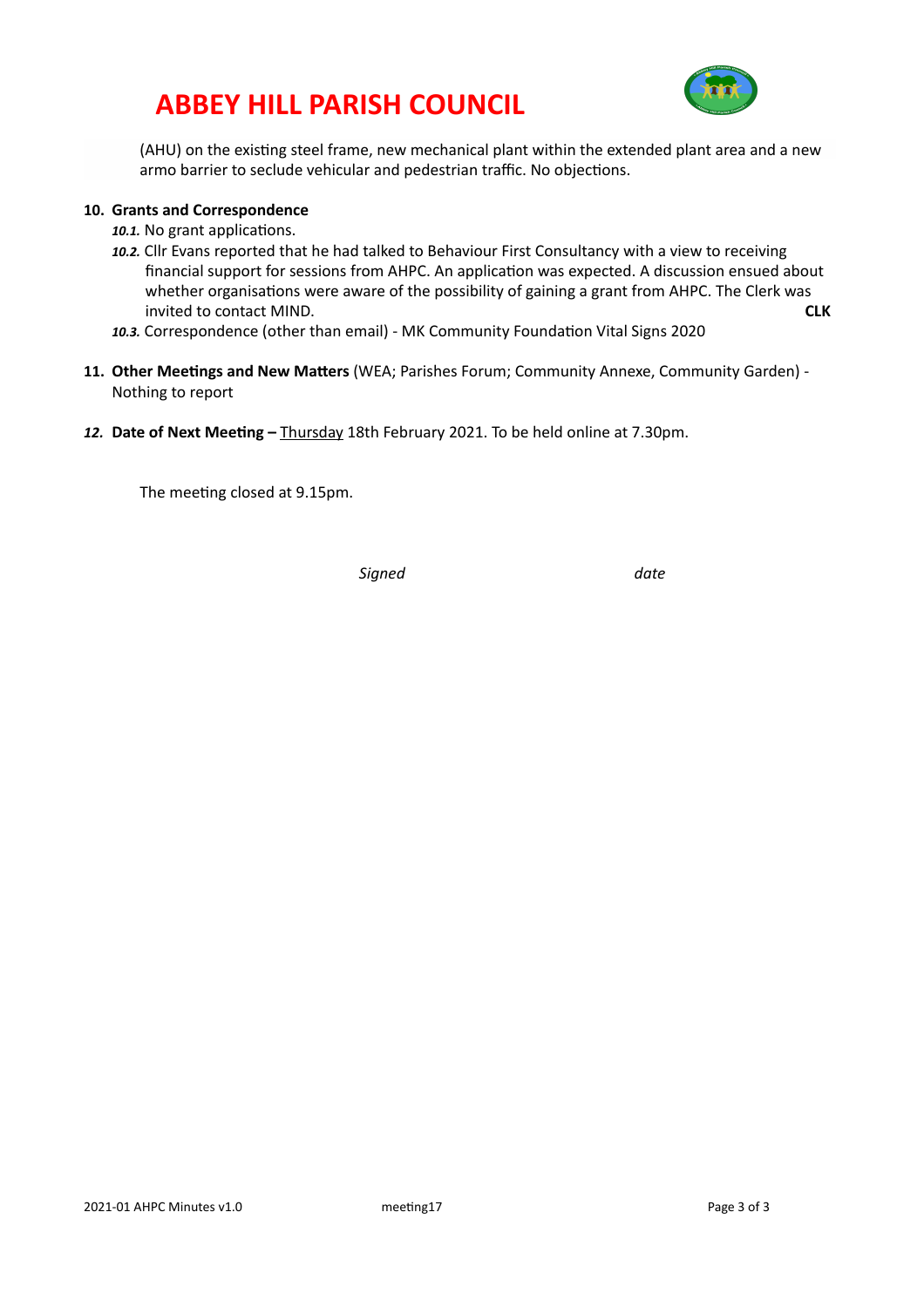(AHU) on the existing steel frame, new mechanical plant within the extended plant area and a new armo barrier to seclude vehicular and pedestrian traffic. No objections.

**10. Grants and Correspondence**

*10.1.* No grant applications.

*10.2.* Cllr Evans reported that he had talked to Behaviour First Consultancy with a view to receiving financial support for sessions from AHPC. An application was expected. A discussion ensued about whether organisations were aware of the possibility of gaining a grant from AHPC. The Clerk was invited to contact MIND. **CLK**

*10.3.* Correspondence (other than email) - MK Community Foundation Vital Signs 2020

**11. Other Meetings and New Matters** (WEA; Parishes Forum; Community Annexe, Community Garden) - Nothing to report

***12.*** **Date of Next Meeting –** Thursday 18th February 2021. To be held online at 7.30pm.

The meeting closed at 9.15pm.

*Signed* *date*